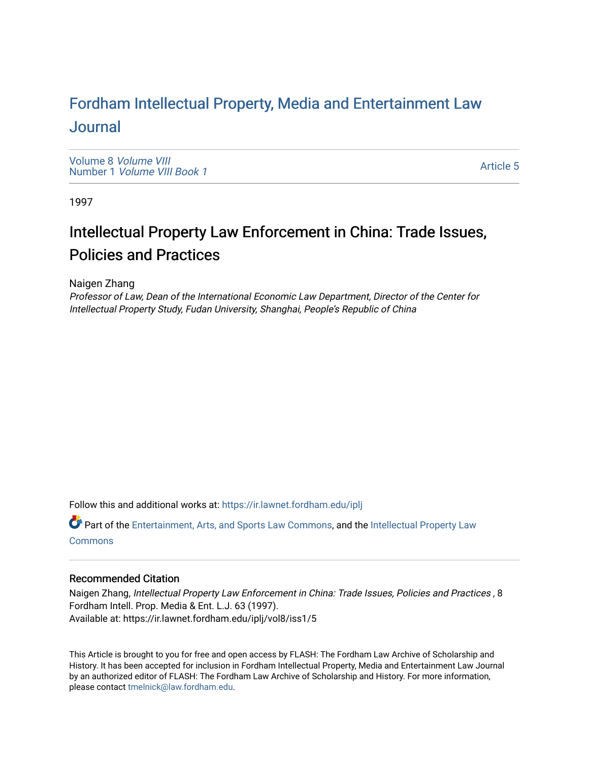# Fordham Intellectual Property, Media and Entertainment Law Journal

Volume 8 *Volume VIII*
Number 1 *Volume VIII Book 1*

Article 5

1997

## Intellectual Property Law Enforcement in China: Trade Issues, Policies and Practices

Naigen Zhang
*Professor of Law, Dean of the International Economic Law Department, Director of the Center for Intellectual Property Study, Fudan University, Shanghai, People's Republic of China*

Follow this and additional works at: https://ir.lawnet.fordham.edu/iplj

Part of the Entertainment, Arts, and Sports Law Commons, and the Intellectual Property Law Commons

### Recommended Citation

Naigen Zhang, *Intellectual Property Law Enforcement in China: Trade Issues, Policies and Practices* , 8 Fordham Intell. Prop. Media & Ent. L.J. 63 (1997).
Available at: https://ir.lawnet.fordham.edu/iplj/vol8/iss1/5

This Article is brought to you for free and open access by FLASH: The Fordham Law Archive of Scholarship and History. It has been accepted for inclusion in Fordham Intellectual Property, Media and Entertainment Law Journal by an authorized editor of FLASH: The Fordham Law Archive of Scholarship and History. For more information, please contact tmelnick@law.fordham.edu.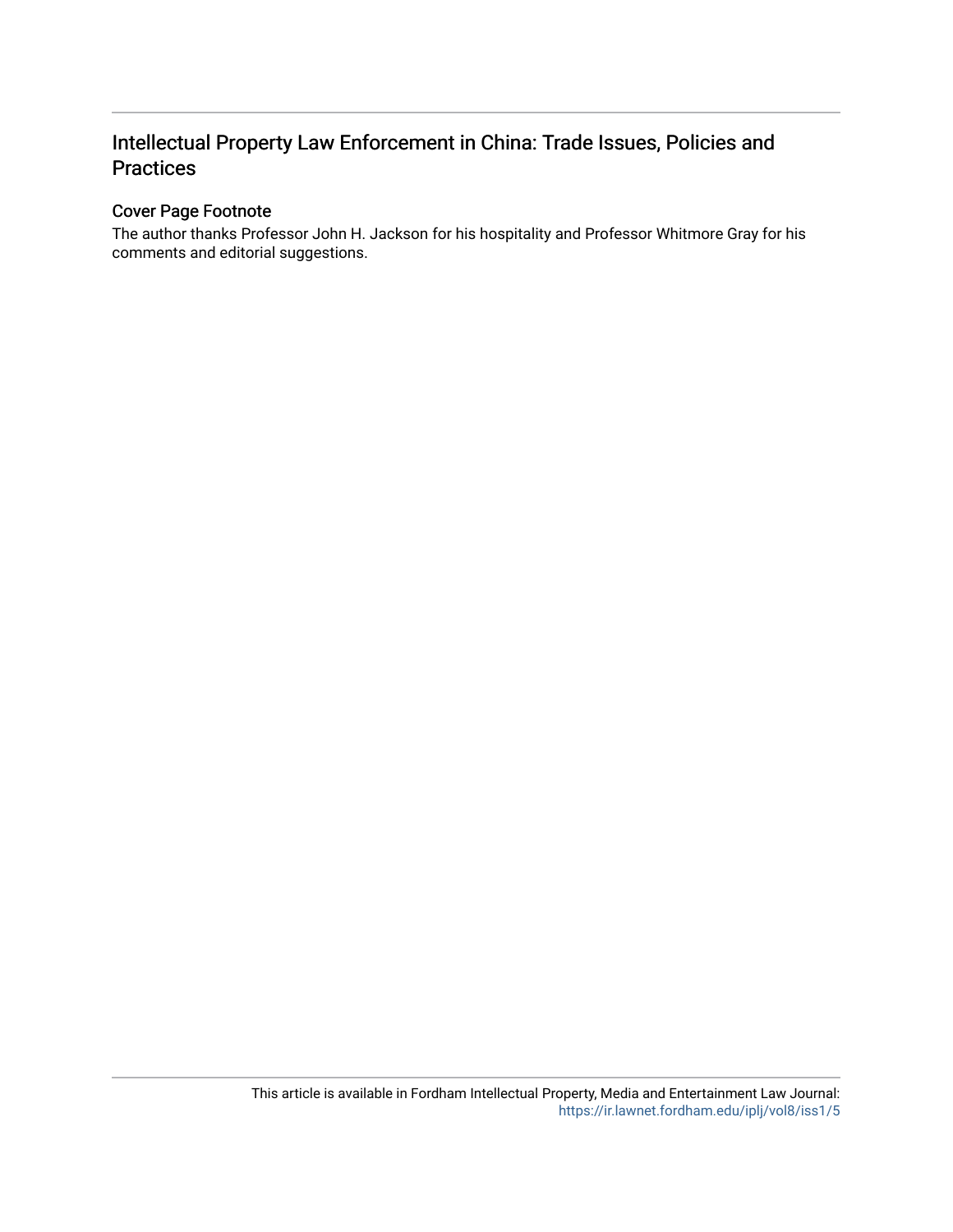# Intellectual Property Law Enforcement in China: Trade Issues, Policies and Practices

## Cover Page Footnote

The author thanks Professor John H. Jackson for his hospitality and Professor Whitmore Gray for his comments and editorial suggestions.

This article is available in Fordham Intellectual Property, Media and Entertainment Law Journal: https://ir.lawnet.fordham.edu/iplj/vol8/iss1/5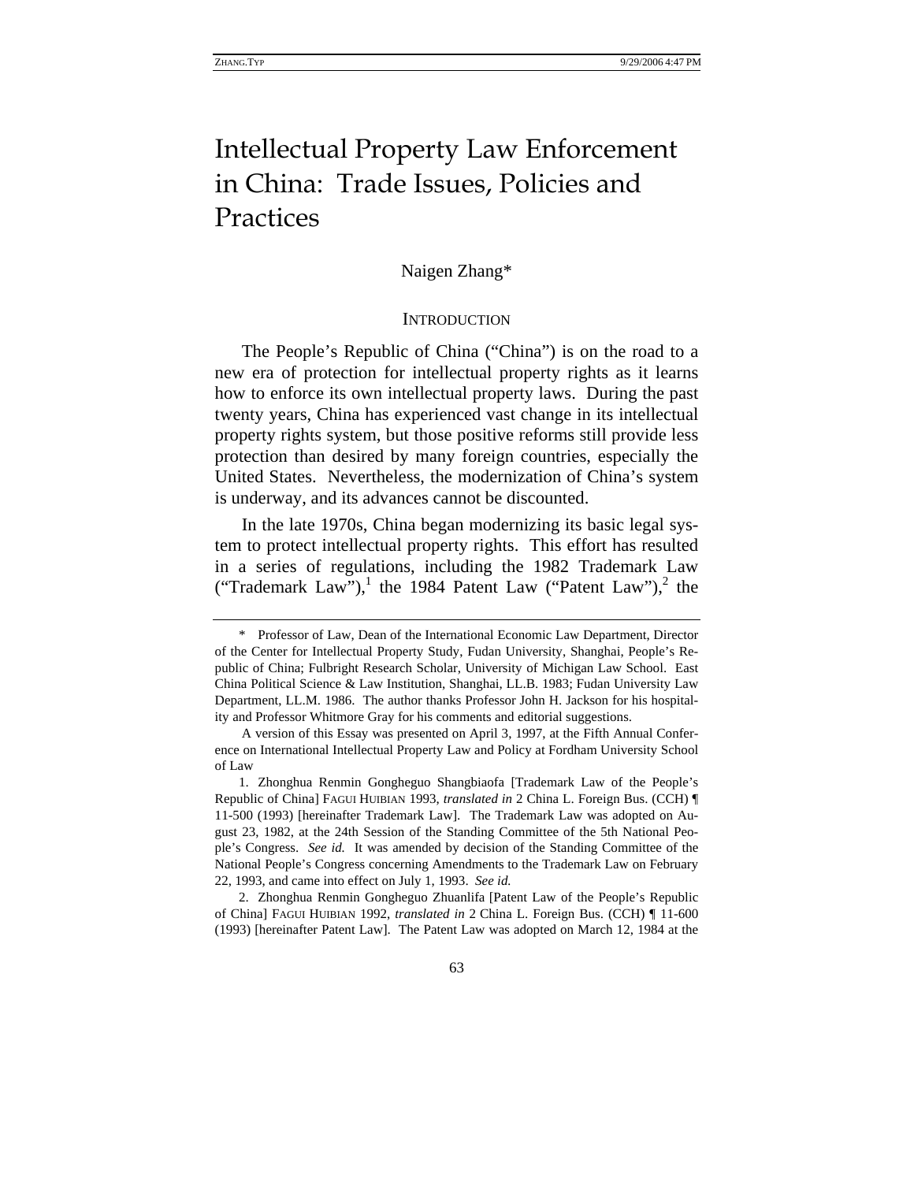// Intellectual Property Law Enforcement in China: Trade Issues, Policies and Practices

Naigen Zhang*

## INTRODUCTION

The People's Republic of China ("China") is on the road to a new era of protection for intellectual property rights as it learns how to enforce its own intellectual property laws. During the past twenty years, China has experienced vast change in its intellectual property rights system, but those positive reforms still provide less protection than desired by many foreign countries, especially the United States. Nevertheless, the modernization of China's system is underway, and its advances cannot be discounted.

In the late 1970s, China began modernizing its basic legal system to protect intellectual property rights. This effort has resulted in a series of regulations, including the 1982 Trademark Law ("Trademark Law"),[1] the 1984 Patent Law ("Patent Law"),[2] the

---

\* Professor of Law, Dean of the International Economic Law Department, Director of the Center for Intellectual Property Study, Fudan University, Shanghai, People's Republic of China; Fulbright Research Scholar, University of Michigan Law School. East China Political Science & Law Institution, Shanghai, LL.B. 1983; Fudan University Law Department, LL.M. 1986. The author thanks Professor John H. Jackson for his hospitality and Professor Whitmore Gray for his comments and editorial suggestions.

A version of this Essay was presented on April 3, 1997, at the Fifth Annual Conference on International Intellectual Property Law and Policy at Fordham University School of Law

1. Zhonghua Renmin Gongheguo Shangbiaofa [Trademark Law of the People's Republic of China] FAGUI HUIBIAN 1993, *translated in* 2 China L. Foreign Bus. (CCH) ¶ 11-500 (1993) [hereinafter Trademark Law]. The Trademark Law was adopted on August 23, 1982, at the 24th Session of the Standing Committee of the 5th National People's Congress. *See id.* It was amended by decision of the Standing Committee of the National People's Congress concerning Amendments to the Trademark Law on February 22, 1993, and came into effect on July 1, 1993. *See id.*

2. Zhonghua Renmin Gongheguo Zhuanlifa [Patent Law of the People's Republic of China] FAGUI HUIBIAN 1992, *translated in* 2 China L. Foreign Bus. (CCH) ¶ 11-600 (1993) [hereinafter Patent Law]. The Patent Law was adopted on March 12, 1984 at the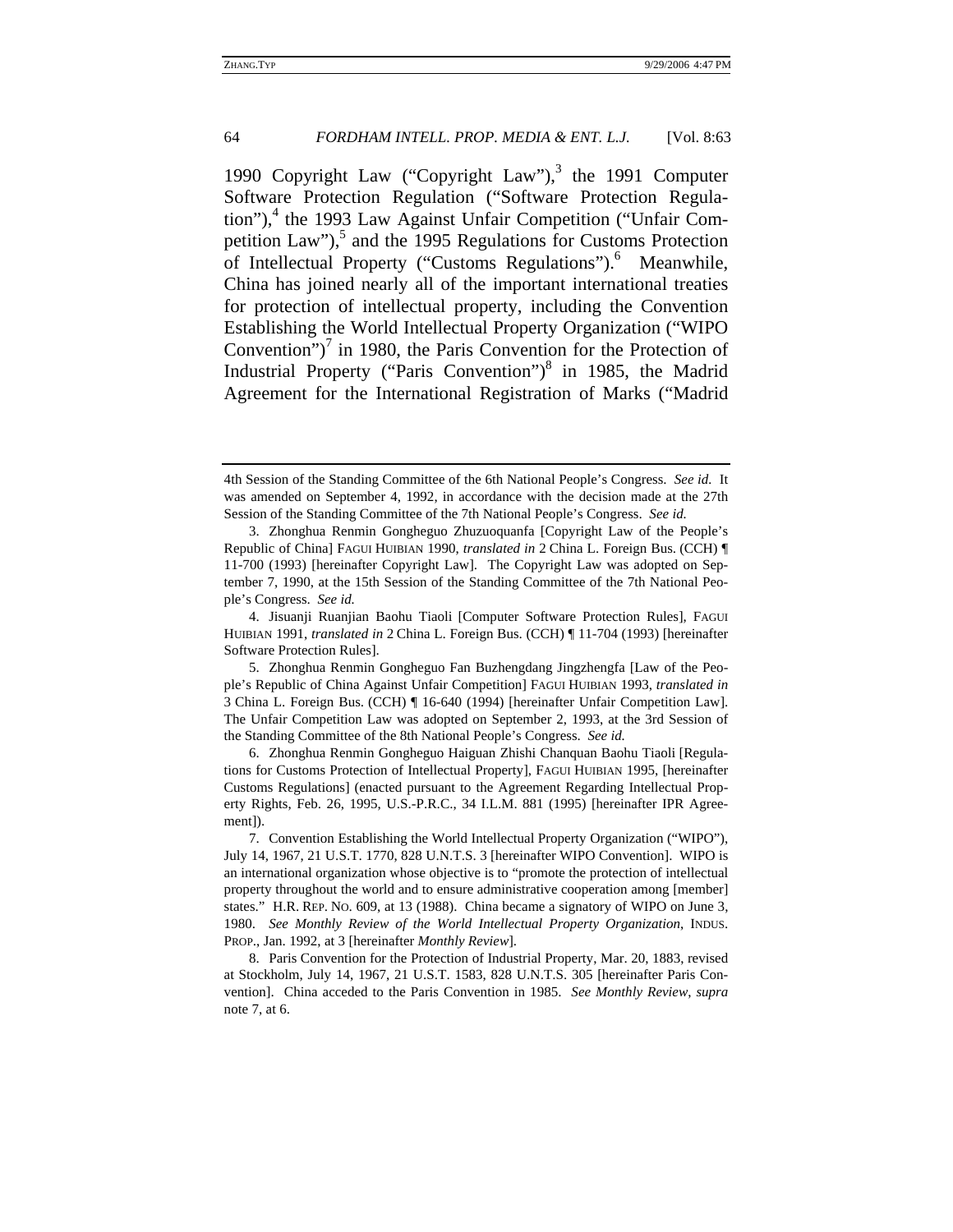1990 Copyright Law ("Copyright Law"),[3] the 1991 Computer Software Protection Regulation ("Software Protection Regulation"),[4] the 1993 Law Against Unfair Competition ("Unfair Competition Law"),[5] and the 1995 Regulations for Customs Protection of Intellectual Property ("Customs Regulations").[6] Meanwhile, China has joined nearly all of the important international treaties for protection of intellectual property, including the Convention Establishing the World Intellectual Property Organization ("WIPO Convention")[7] in 1980, the Paris Convention for the Protection of Industrial Property ("Paris Convention")[8] in 1985, the Madrid Agreement for the International Registration of Marks ("Madrid

---

4th Session of the Standing Committee of the 6th National People's Congress. *See id.* It was amended on September 4, 1992, in accordance with the decision made at the 27th Session of the Standing Committee of the 7th National People's Congress. *See id.*

3. Zhonghua Renmin Gongheguo Zhuzuoquanfa [Copyright Law of the People's Republic of China] FAGUI HUIBIAN 1990, *translated in* 2 China L. Foreign Bus. (CCH) ¶ 11-700 (1993) [hereinafter Copyright Law]. The Copyright Law was adopted on September 7, 1990, at the 15th Session of the Standing Committee of the 7th National People's Congress. *See id.*

4. Jisuanji Ruanjian Baohu Tiaoli [Computer Software Protection Rules], FAGUI HUIBIAN 1991, *translated in* 2 China L. Foreign Bus. (CCH) ¶ 11-704 (1993) [hereinafter Software Protection Rules].

5. Zhonghua Renmin Gongheguo Fan Buzhengdang Jingzhengfa [Law of the People's Republic of China Against Unfair Competition] FAGUI HUIBIAN 1993, *translated in* 3 China L. Foreign Bus. (CCH) ¶ 16-640 (1994) [hereinafter Unfair Competition Law]. The Unfair Competition Law was adopted on September 2, 1993, at the 3rd Session of the Standing Committee of the 8th National People's Congress. *See id.*

6. Zhonghua Renmin Gongheguo Haiguan Zhishi Chanquan Baohu Tiaoli [Regulations for Customs Protection of Intellectual Property], FAGUI HUIBIAN 1995, [hereinafter Customs Regulations] (enacted pursuant to the Agreement Regarding Intellectual Property Rights, Feb. 26, 1995, U.S.-P.R.C., 34 I.L.M. 881 (1995) [hereinafter IPR Agreement]).

7. Convention Establishing the World Intellectual Property Organization ("WIPO"), July 14, 1967, 21 U.S.T. 1770, 828 U.N.T.S. 3 [hereinafter WIPO Convention]. WIPO is an international organization whose objective is to "promote the protection of intellectual property throughout the world and to ensure administrative cooperation among [member] states." H.R. REP. NO. 609, at 13 (1988). China became a signatory of WIPO on June 3, 1980. *See Monthly Review of the World Intellectual Property Organization*, INDUS. PROP., Jan. 1992, at 3 [hereinafter *Monthly Review*].

8. Paris Convention for the Protection of Industrial Property, Mar. 20, 1883, revised at Stockholm, July 14, 1967, 21 U.S.T. 1583, 828 U.N.T.S. 305 [hereinafter Paris Convention]. China acceded to the Paris Convention in 1985. *See Monthly Review*, *supra* note 7, at 6.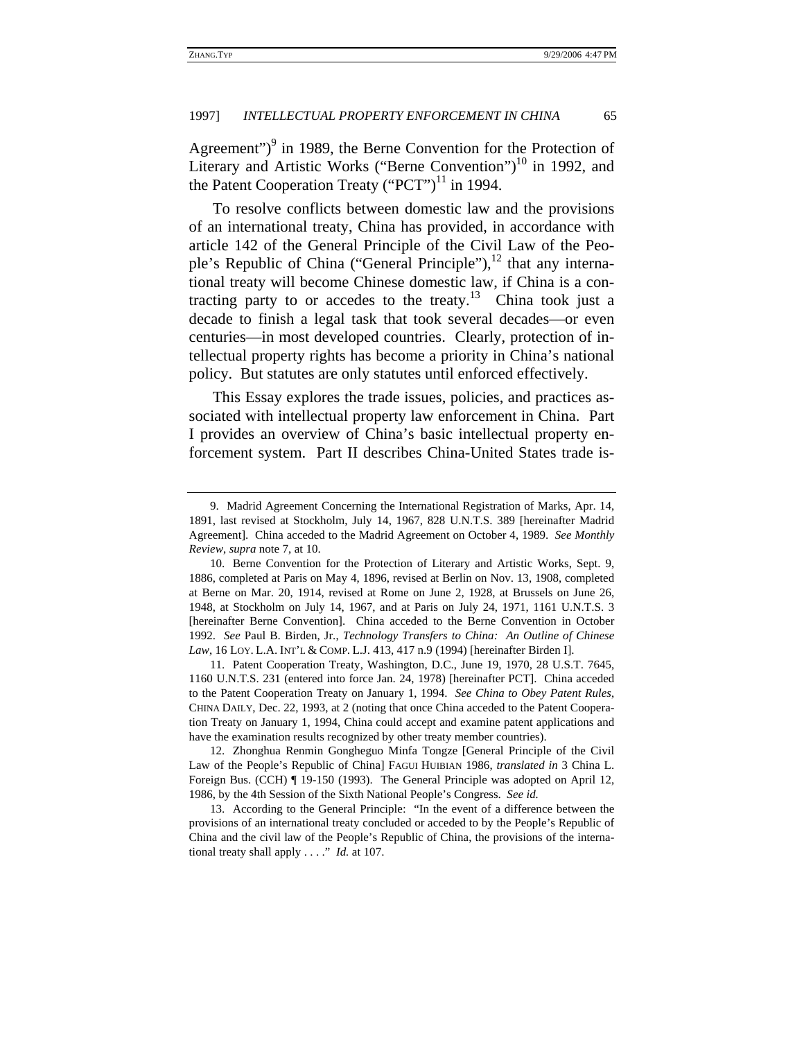Agreement")[9] in 1989, the Berne Convention for the Protection of Literary and Artistic Works ("Berne Convention")[10] in 1992, and the Patent Cooperation Treaty ("PCT")[11] in 1994.

To resolve conflicts between domestic law and the provisions of an international treaty, China has provided, in accordance with article 142 of the General Principle of the Civil Law of the People's Republic of China ("General Principle"),[12] that any international treaty will become Chinese domestic law, if China is a contracting party to or accedes to the treaty.[13] China took just a decade to finish a legal task that took several decades—or even centuries—in most developed countries. Clearly, protection of intellectual property rights has become a priority in China's national policy. But statutes are only statutes until enforced effectively.

This Essay explores the trade issues, policies, and practices associated with intellectual property law enforcement in China. Part I provides an overview of China's basic intellectual property enforcement system. Part II describes China-United States trade is-

---

9. Madrid Agreement Concerning the International Registration of Marks, Apr. 14, 1891, last revised at Stockholm, July 14, 1967, 828 U.N.T.S. 389 [hereinafter Madrid Agreement]. China acceded to the Madrid Agreement on October 4, 1989. *See Monthly Review*, *supra* note 7, at 10.

10. Berne Convention for the Protection of Literary and Artistic Works, Sept. 9, 1886, completed at Paris on May 4, 1896, revised at Berlin on Nov. 13, 1908, completed at Berne on Mar. 20, 1914, revised at Rome on June 2, 1928, at Brussels on June 26, 1948, at Stockholm on July 14, 1967, and at Paris on July 24, 1971, 1161 U.N.T.S. 3 [hereinafter Berne Convention]. China acceded to the Berne Convention in October 1992. *See* Paul B. Birden, Jr., *Technology Transfers to China: An Outline of Chinese Law*, 16 LOY. L.A. INT'L & COMP. L.J. 413, 417 n.9 (1994) [hereinafter Birden I].

11. Patent Cooperation Treaty, Washington, D.C., June 19, 1970, 28 U.S.T. 7645, 1160 U.N.T.S. 231 (entered into force Jan. 24, 1978) [hereinafter PCT]. China acceded to the Patent Cooperation Treaty on January 1, 1994. *See China to Obey Patent Rules*, CHINA DAILY, Dec. 22, 1993, at 2 (noting that once China acceded to the Patent Cooperation Treaty on January 1, 1994, China could accept and examine patent applications and have the examination results recognized by other treaty member countries).

12. Zhonghua Renmin Gongheguo Minfa Tongze [General Principle of the Civil Law of the People's Republic of China] FAGUI HUIBIAN 1986, *translated in* 3 China L. Foreign Bus. (CCH) ¶ 19-150 (1993). The General Principle was adopted on April 12, 1986, by the 4th Session of the Sixth National People's Congress. *See id.*

13. According to the General Principle: "In the event of a difference between the provisions of an international treaty concluded or acceded to by the People's Republic of China and the civil law of the People's Republic of China, the provisions of the international treaty shall apply . . . ." *Id.* at 107.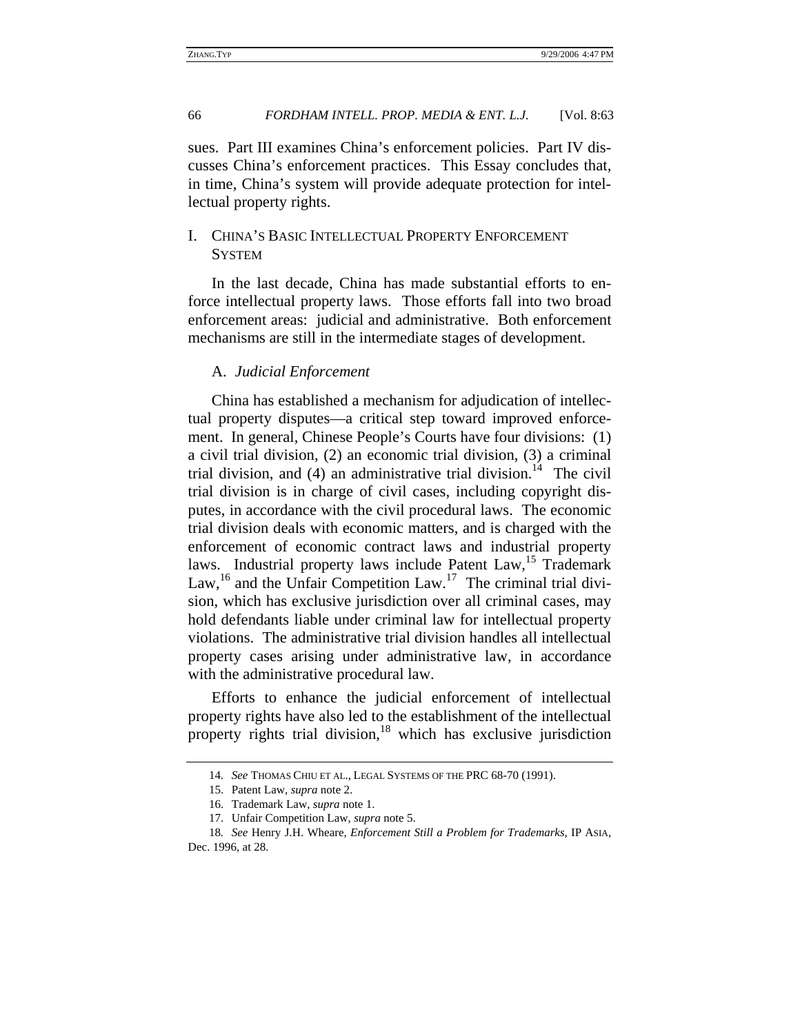sues. Part III examines China's enforcement policies. Part IV discusses China's enforcement practices. This Essay concludes that, in time, China's system will provide adequate protection for intellectual property rights.

## I. China's Basic Intellectual Property Enforcement System

In the last decade, China has made substantial efforts to enforce intellectual property laws. Those efforts fall into two broad enforcement areas: judicial and administrative. Both enforcement mechanisms are still in the intermediate stages of development.

### A. *Judicial Enforcement*

China has established a mechanism for adjudication of intellectual property disputes—a critical step toward improved enforcement. In general, Chinese People's Courts have four divisions: (1) a civil trial division, (2) an economic trial division, (3) a criminal trial division, and (4) an administrative trial division.[14] The civil trial division is in charge of civil cases, including copyright disputes, in accordance with the civil procedural laws. The economic trial division deals with economic matters, and is charged with the enforcement of economic contract laws and industrial property laws. Industrial property laws include Patent Law,[15] Trademark Law,[16] and the Unfair Competition Law.[17] The criminal trial division, which has exclusive jurisdiction over all criminal cases, may hold defendants liable under criminal law for intellectual property violations. The administrative trial division handles all intellectual property cases arising under administrative law, in accordance with the administrative procedural law.

Efforts to enhance the judicial enforcement of intellectual property rights have also led to the establishment of the intellectual property rights trial division,[18] which has exclusive jurisdiction

---

14. *See* Thomas Chiu et al., Legal Systems of the PRC 68-70 (1991).

15. Patent Law, *supra* note 2.

16. Trademark Law, *supra* note 1.

17. Unfair Competition Law, *supra* note 5.

18. *See* Henry J.H. Wheare, *Enforcement Still a Problem for Trademarks*, IP Asia, Dec. 1996, at 28.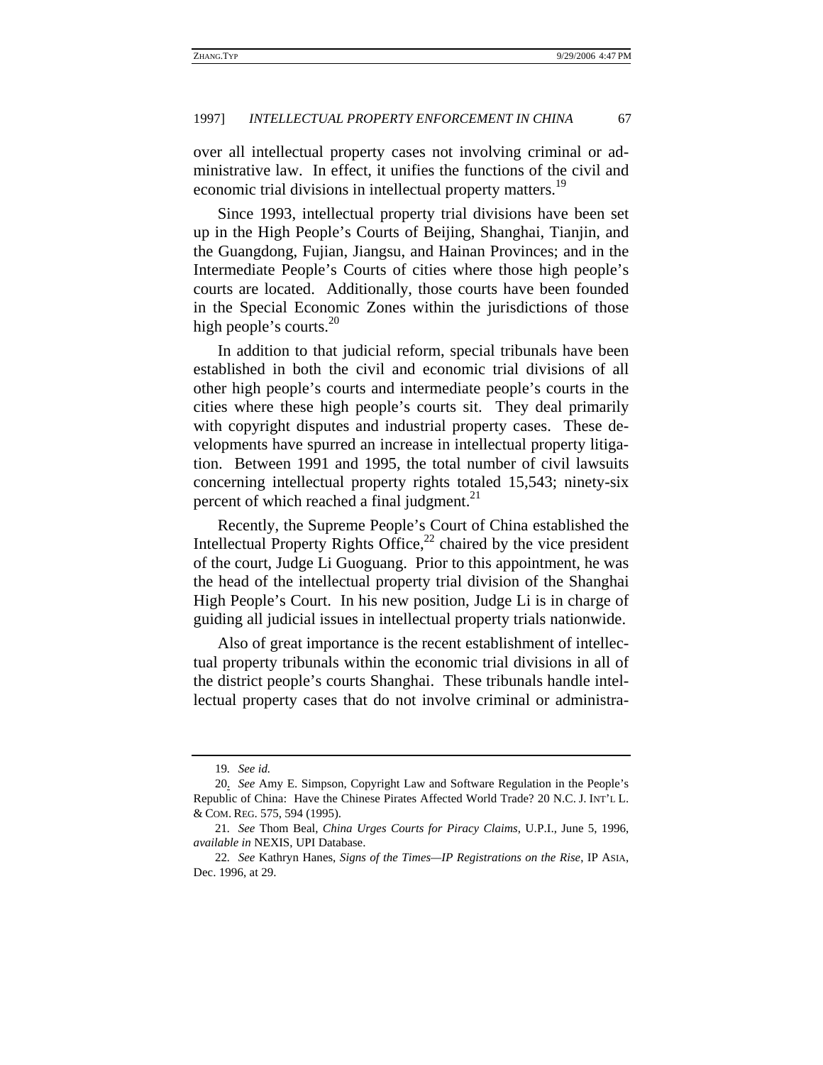over all intellectual property cases not involving criminal or administrative law. In effect, it unifies the functions of the civil and economic trial divisions in intellectual property matters.[19]

Since 1993, intellectual property trial divisions have been set up in the High People's Courts of Beijing, Shanghai, Tianjin, and the Guangdong, Fujian, Jiangsu, and Hainan Provinces; and in the Intermediate People's Courts of cities where those high people's courts are located. Additionally, those courts have been founded in the Special Economic Zones within the jurisdictions of those high people's courts.[20]

In addition to that judicial reform, special tribunals have been established in both the civil and economic trial divisions of all other high people's courts and intermediate people's courts in the cities where these high people's courts sit. They deal primarily with copyright disputes and industrial property cases. These developments have spurred an increase in intellectual property litigation. Between 1991 and 1995, the total number of civil lawsuits concerning intellectual property rights totaled 15,543; ninety-six percent of which reached a final judgment.[21]

Recently, the Supreme People's Court of China established the Intellectual Property Rights Office,[22] chaired by the vice president of the court, Judge Li Guoguang. Prior to this appointment, he was the head of the intellectual property trial division of the Shanghai High People's Court. In his new position, Judge Li is in charge of guiding all judicial issues in intellectual property trials nationwide.

Also of great importance is the recent establishment of intellectual property tribunals within the economic trial divisions in all of the district people's courts Shanghai. These tribunals handle intellectual property cases that do not involve criminal or administra-

---

19. *See id.*

20. *See* Amy E. Simpson, Copyright Law and Software Regulation in the People's Republic of China: Have the Chinese Pirates Affected World Trade? 20 N.C. J. INT'L L. & COM. REG. 575, 594 (1995).

21. *See* Thom Beal, *China Urges Courts for Piracy Claims*, U.P.I., June 5, 1996, *available in* NEXIS, UPI Database.

22. *See* Kathryn Hanes, *Signs of the Times—IP Registrations on the Rise*, IP ASIA, Dec. 1996, at 29.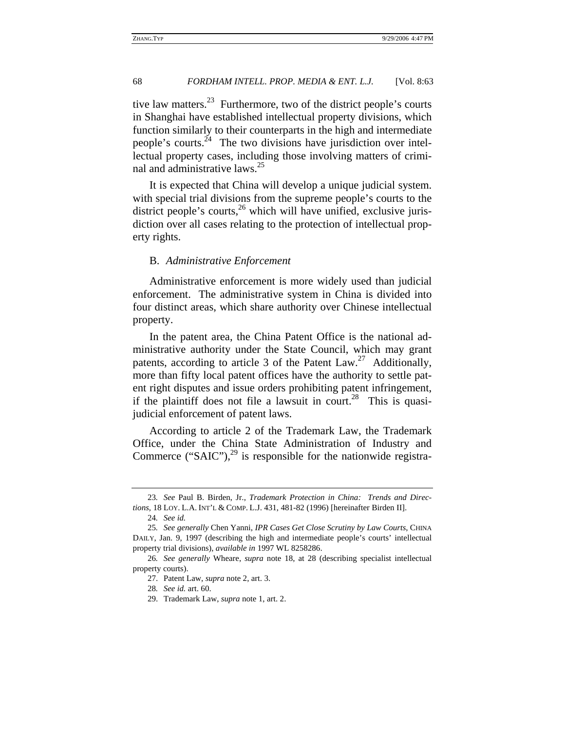tive law matters.[23] Furthermore, two of the district people's courts in Shanghai have established intellectual property divisions, which function similarly to their counterparts in the high and intermediate people's courts.[24] The two divisions have jurisdiction over intellectual property cases, including those involving matters of criminal and administrative laws.[25]

It is expected that China will develop a unique judicial system. with special trial divisions from the supreme people's courts to the district people's courts,[26] which will have unified, exclusive jurisdiction over all cases relating to the protection of intellectual property rights.

B. *Administrative Enforcement*

Administrative enforcement is more widely used than judicial enforcement. The administrative system in China is divided into four distinct areas, which share authority over Chinese intellectual property.

In the patent area, the China Patent Office is the national administrative authority under the State Council, which may grant patents, according to article 3 of the Patent Law.[27] Additionally, more than fifty local patent offices have the authority to settle patent right disputes and issue orders prohibiting patent infringement, if the plaintiff does not file a lawsuit in court.[28] This is quasi-judicial enforcement of patent laws.

According to article 2 of the Trademark Law, the Trademark Office, under the China State Administration of Industry and Commerce ("SAIC"),[29] is responsible for the nationwide registra-

---

23. *See* Paul B. Birden, Jr., *Trademark Protection in China: Trends and Directions*, 18 LOY. L.A. INT'L & COMP. L.J. 431, 481-82 (1996) [hereinafter Birden II].

24. *See id.*

25. *See generally* Chen Yanni, *IPR Cases Get Close Scrutiny by Law Courts*, CHINA DAILY, Jan. 9, 1997 (describing the high and intermediate people's courts' intellectual property trial divisions), *available in* 1997 WL 8258286.

26. *See generally* Wheare, *supra* note 18, at 28 (describing specialist intellectual property courts).

27. Patent Law, *supra* note 2, art. 3.

28. *See id.* art. 60.

29. Trademark Law, *supra* note 1, art. 2.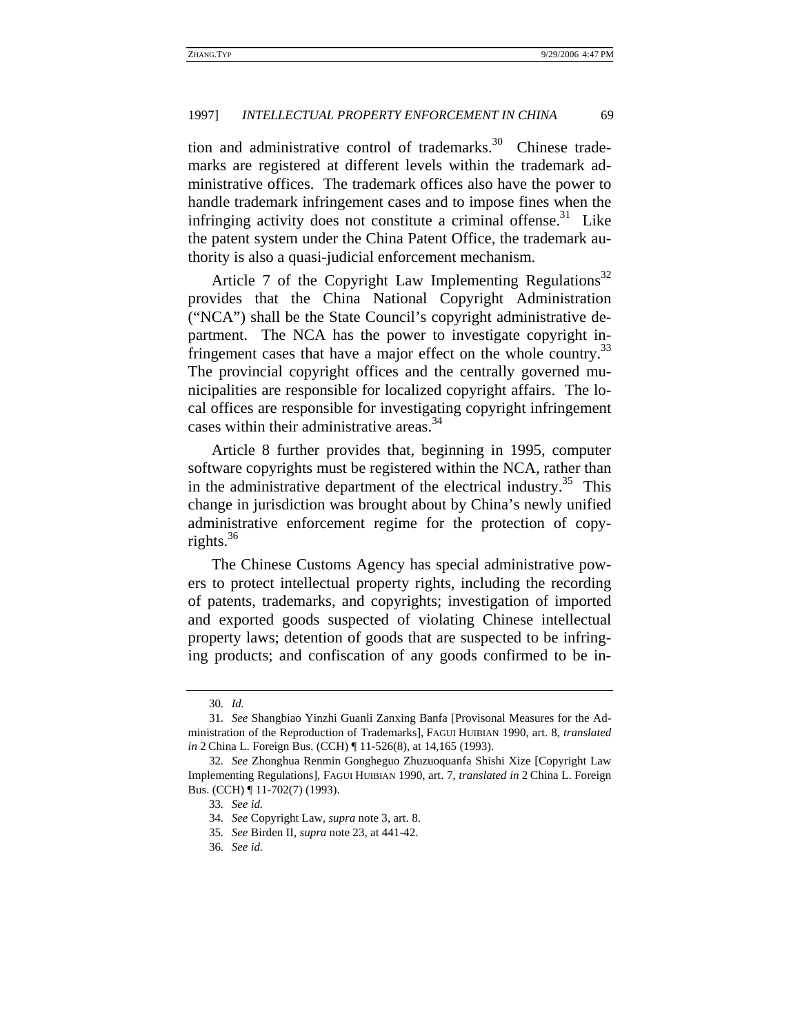tion and administrative control of trademarks.[30] Chinese trademarks are registered at different levels within the trademark administrative offices. The trademark offices also have the power to handle trademark infringement cases and to impose fines when the infringing activity does not constitute a criminal offense.[31] Like the patent system under the China Patent Office, the trademark authority is also a quasi-judicial enforcement mechanism.

Article 7 of the Copyright Law Implementing Regulations[32] provides that the China National Copyright Administration ("NCA") shall be the State Council's copyright administrative department. The NCA has the power to investigate copyright infringement cases that have a major effect on the whole country.[33] The provincial copyright offices and the centrally governed municipalities are responsible for localized copyright affairs. The local offices are responsible for investigating copyright infringement cases within their administrative areas.[34]

Article 8 further provides that, beginning in 1995, computer software copyrights must be registered within the NCA, rather than in the administrative department of the electrical industry.[35] This change in jurisdiction was brought about by China's newly unified administrative enforcement regime for the protection of copyrights.[36]

The Chinese Customs Agency has special administrative powers to protect intellectual property rights, including the recording of patents, trademarks, and copyrights; investigation of imported and exported goods suspected of violating Chinese intellectual property laws; detention of goods that are suspected to be infringing products; and confiscation of any goods confirmed to be in-

---

30. *Id.*

31. *See* Shangbiao Yinzhi Guanli Zanxing Banfa [Provisonal Measures for the Administration of the Reproduction of Trademarks], FAGUI HUIBIAN 1990, art. 8, *translated in* 2 China L. Foreign Bus. (CCH) ¶ 11-526(8), at 14,165 (1993).

32. *See* Zhonghua Renmin Gongheguo Zhuzuoquanfa Shishi Xize [Copyright Law Implementing Regulations], FAGUI HUIBIAN 1990, art. 7, *translated in* 2 China L. Foreign Bus. (CCH) ¶ 11-702(7) (1993).

33. *See id.*

34. *See* Copyright Law, *supra* note 3, art. 8.

35. *See* Birden II, *supra* note 23, at 441-42.

36. *See id.*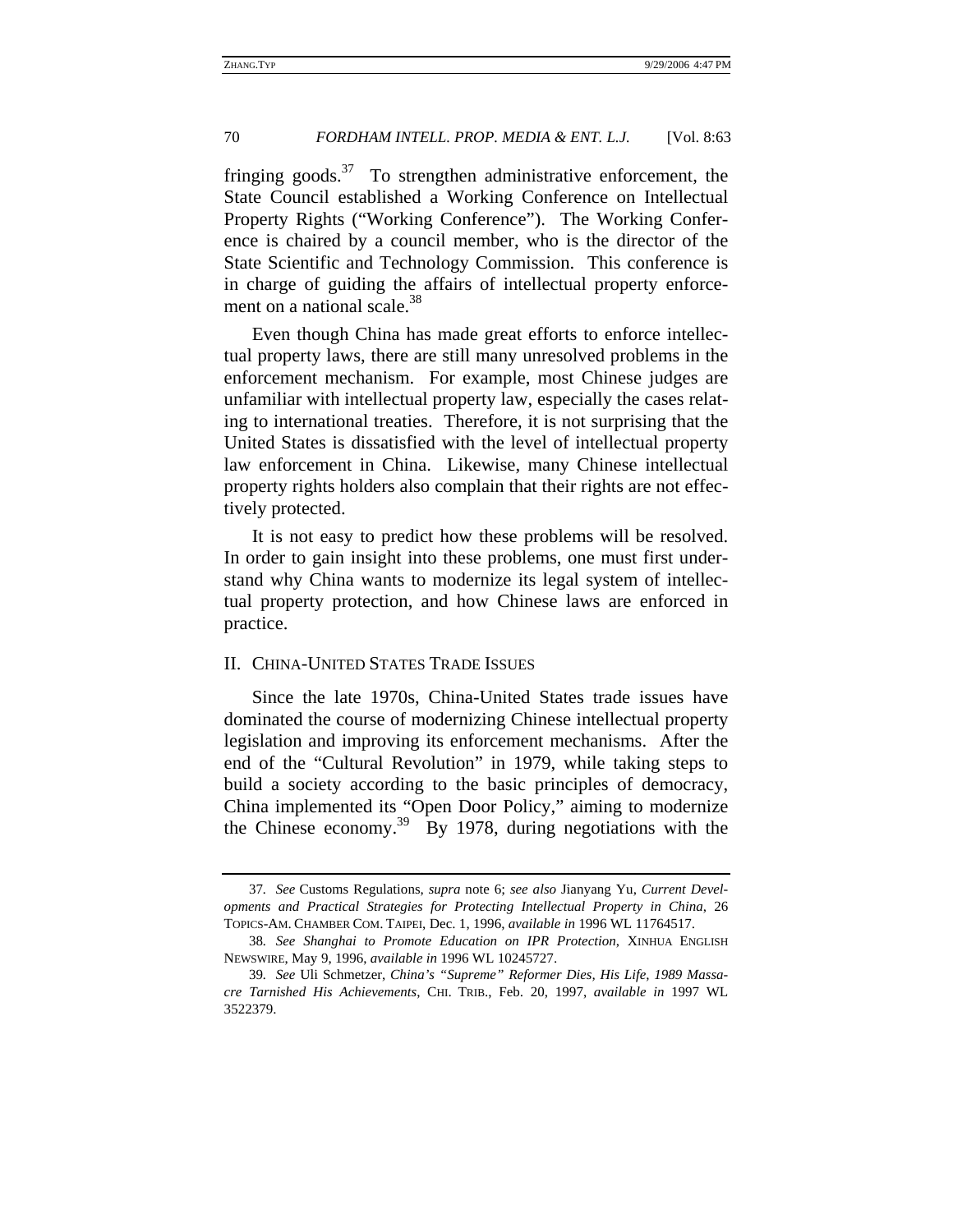fringing goods.[37] To strengthen administrative enforcement, the State Council established a Working Conference on Intellectual Property Rights ("Working Conference"). The Working Conference is chaired by a council member, who is the director of the State Scientific and Technology Commission. This conference is in charge of guiding the affairs of intellectual property enforcement on a national scale.[38]

Even though China has made great efforts to enforce intellectual property laws, there are still many unresolved problems in the enforcement mechanism. For example, most Chinese judges are unfamiliar with intellectual property law, especially the cases relating to international treaties. Therefore, it is not surprising that the United States is dissatisfied with the level of intellectual property law enforcement in China. Likewise, many Chinese intellectual property rights holders also complain that their rights are not effectively protected.

It is not easy to predict how these problems will be resolved. In order to gain insight into these problems, one must first understand why China wants to modernize its legal system of intellectual property protection, and how Chinese laws are enforced in practice.

## II. CHINA-UNITED STATES TRADE ISSUES

Since the late 1970s, China-United States trade issues have dominated the course of modernizing Chinese intellectual property legislation and improving its enforcement mechanisms. After the end of the "Cultural Revolution" in 1979, while taking steps to build a society according to the basic principles of democracy, China implemented its "Open Door Policy," aiming to modernize the Chinese economy.[39] By 1978, during negotiations with the

---

37. *See* Customs Regulations, *supra* note 6; *see also* Jianyang Yu, *Current Developments and Practical Strategies for Protecting Intellectual Property in China*, 26 TOPICS-AM. CHAMBER COM. TAIPEI, Dec. 1, 1996, *available in* 1996 WL 11764517.

38. *See Shanghai to Promote Education on IPR Protection*, XINHUA ENGLISH NEWSWIRE, May 9, 1996, *available in* 1996 WL 10245727.

39. *See* Uli Schmetzer, *China's "Supreme" Reformer Dies, His Life, 1989 Massacre Tarnished His Achievements*, CHI. TRIB., Feb. 20, 1997, *available in* 1997 WL 3522379.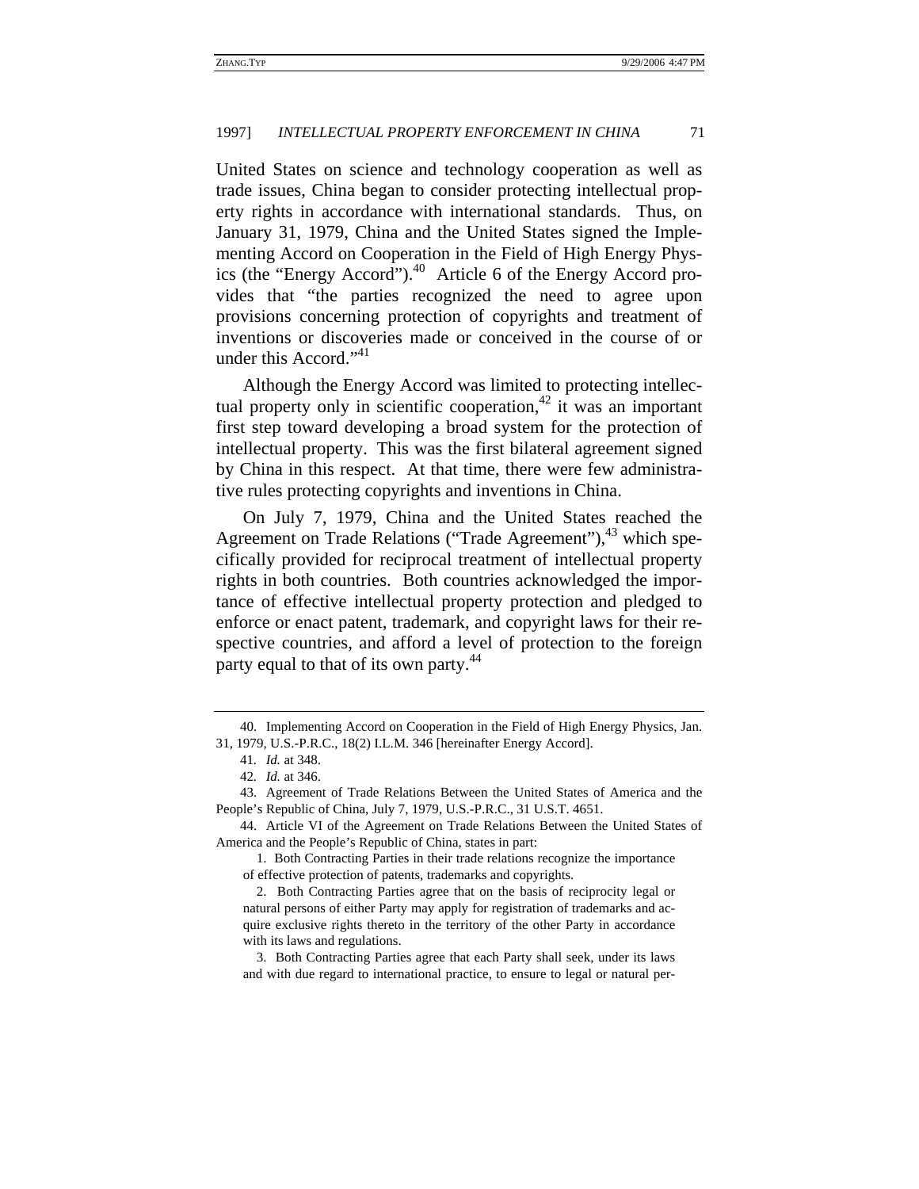United States on science and technology cooperation as well as trade issues, China began to consider protecting intellectual property rights in accordance with international standards. Thus, on January 31, 1979, China and the United States signed the Implementing Accord on Cooperation in the Field of High Energy Physics (the "Energy Accord").[40] Article 6 of the Energy Accord provides that "the parties recognized the need to agree upon provisions concerning protection of copyrights and treatment of inventions or discoveries made or conceived in the course of or under this Accord."[41]

Although the Energy Accord was limited to protecting intellectual property only in scientific cooperation,[42] it was an important first step toward developing a broad system for the protection of intellectual property. This was the first bilateral agreement signed by China in this respect. At that time, there were few administrative rules protecting copyrights and inventions in China.

On July 7, 1979, China and the United States reached the Agreement on Trade Relations ("Trade Agreement"),[43] which specifically provided for reciprocal treatment of intellectual property rights in both countries. Both countries acknowledged the importance of effective intellectual property protection and pledged to enforce or enact patent, trademark, and copyright laws for their respective countries, and afford a level of protection to the foreign party equal to that of its own party.[44]

---

40. Implementing Accord on Cooperation in the Field of High Energy Physics, Jan. 31, 1979, U.S.-P.R.C., 18(2) I.L.M. 346 [hereinafter Energy Accord].

41. *Id.* at 348.

42. *Id.* at 346.

43. Agreement of Trade Relations Between the United States of America and the People's Republic of China, July 7, 1979, U.S.-P.R.C., 31 U.S.T. 4651.

44. Article VI of the Agreement on Trade Relations Between the United States of America and the People's Republic of China, states in part:

> 1. Both Contracting Parties in their trade relations recognize the importance of effective protection of patents, trademarks and copyrights.
>
> 2. Both Contracting Parties agree that on the basis of reciprocity legal or natural persons of either Party may apply for registration of trademarks and acquire exclusive rights thereto in the territory of the other Party in accordance with its laws and regulations.
>
> 3. Both Contracting Parties agree that each Party shall seek, under its laws and with due regard to international practice, to ensure to legal or natural per-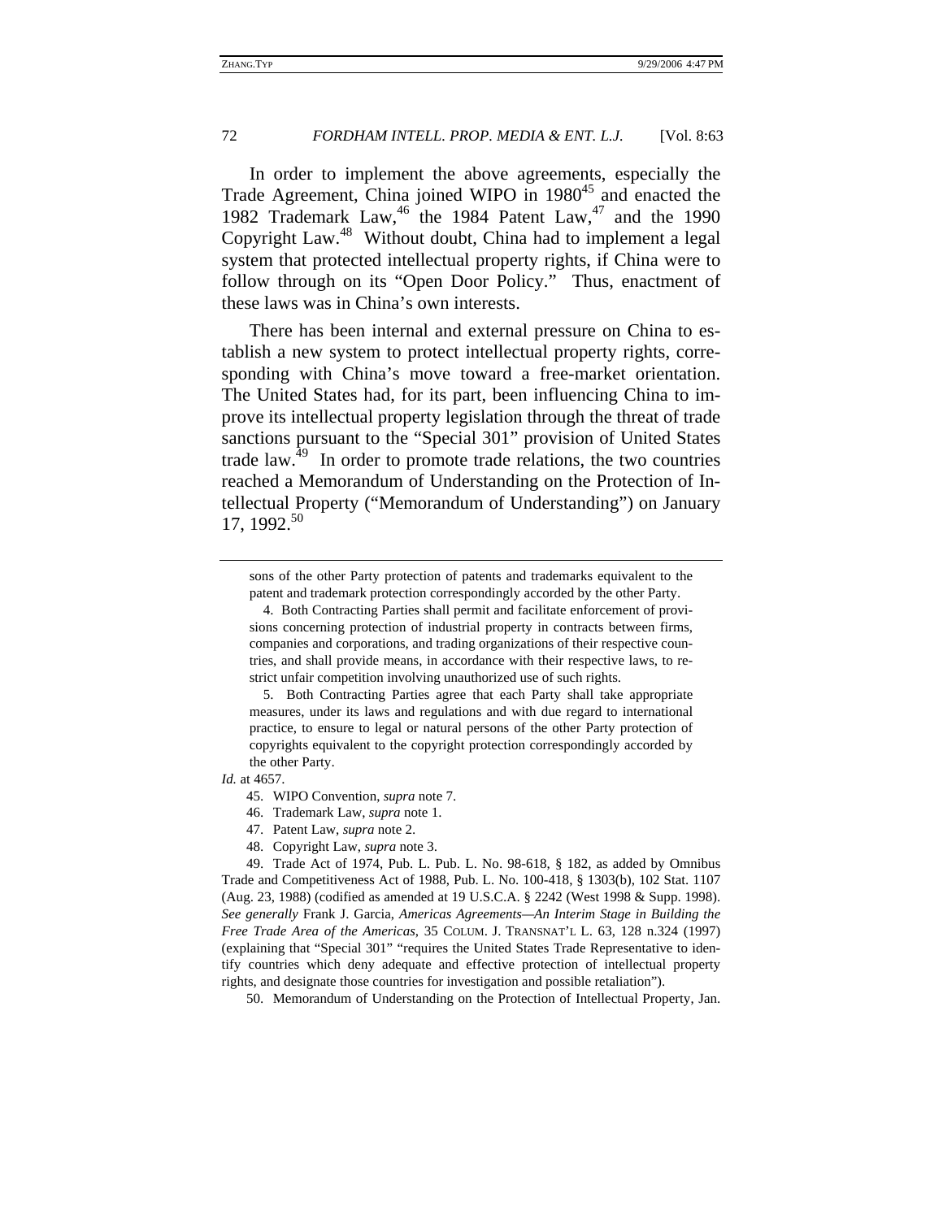In order to implement the above agreements, especially the Trade Agreement, China joined WIPO in 1980[45] and enacted the 1982 Trademark Law,[46] the 1984 Patent Law,[47] and the 1990 Copyright Law.[48] Without doubt, China had to implement a legal system that protected intellectual property rights, if China were to follow through on its "Open Door Policy." Thus, enactment of these laws was in China's own interests.

There has been internal and external pressure on China to establish a new system to protect intellectual property rights, corresponding with China's move toward a free-market orientation. The United States had, for its part, been influencing China to improve its intellectual property legislation through the threat of trade sanctions pursuant to the "Special 301" provision of United States trade law.[49] In order to promote trade relations, the two countries reached a Memorandum of Understanding on the Protection of Intellectual Property ("Memorandum of Understanding") on January 17, 1992.[50]

---

> sons of the other Party protection of patents and trademarks equivalent to the patent and trademark protection correspondingly accorded by the other Party.
>
> 4. Both Contracting Parties shall permit and facilitate enforcement of provisions concerning protection of industrial property in contracts between firms, companies and corporations, and trading organizations of their respective countries, and shall provide means, in accordance with their respective laws, to restrict unfair competition involving unauthorized use of such rights.
>
> 5. Both Contracting Parties agree that each Party shall take appropriate measures, under its laws and regulations and with due regard to international practice, to ensure to legal or natural persons of the other Party protection of copyrights equivalent to the copyright protection correspondingly accorded by the other Party.

*Id.* at 4657.

45. WIPO Convention, *supra* note 7.

46. Trademark Law, *supra* note 1.

47. Patent Law, *supra* note 2.

48. Copyright Law, *supra* note 3.

49. Trade Act of 1974, Pub. L. Pub. L. No. 98-618, § 182, as added by Omnibus Trade and Competitiveness Act of 1988, Pub. L. No. 100-418, § 1303(b), 102 Stat. 1107 (Aug. 23, 1988) (codified as amended at 19 U.S.C.A. § 2242 (West 1998 & Supp. 1998). *See generally* Frank J. Garcia, *Americas Agreements—An Interim Stage in Building the Free Trade Area of the Americas*, 35 COLUM. J. TRANSNAT'L L. 63, 128 n.324 (1997) (explaining that "Special 301" "requires the United States Trade Representative to identify countries which deny adequate and effective protection of intellectual property rights, and designate those countries for investigation and possible retaliation").

50. Memorandum of Understanding on the Protection of Intellectual Property, Jan.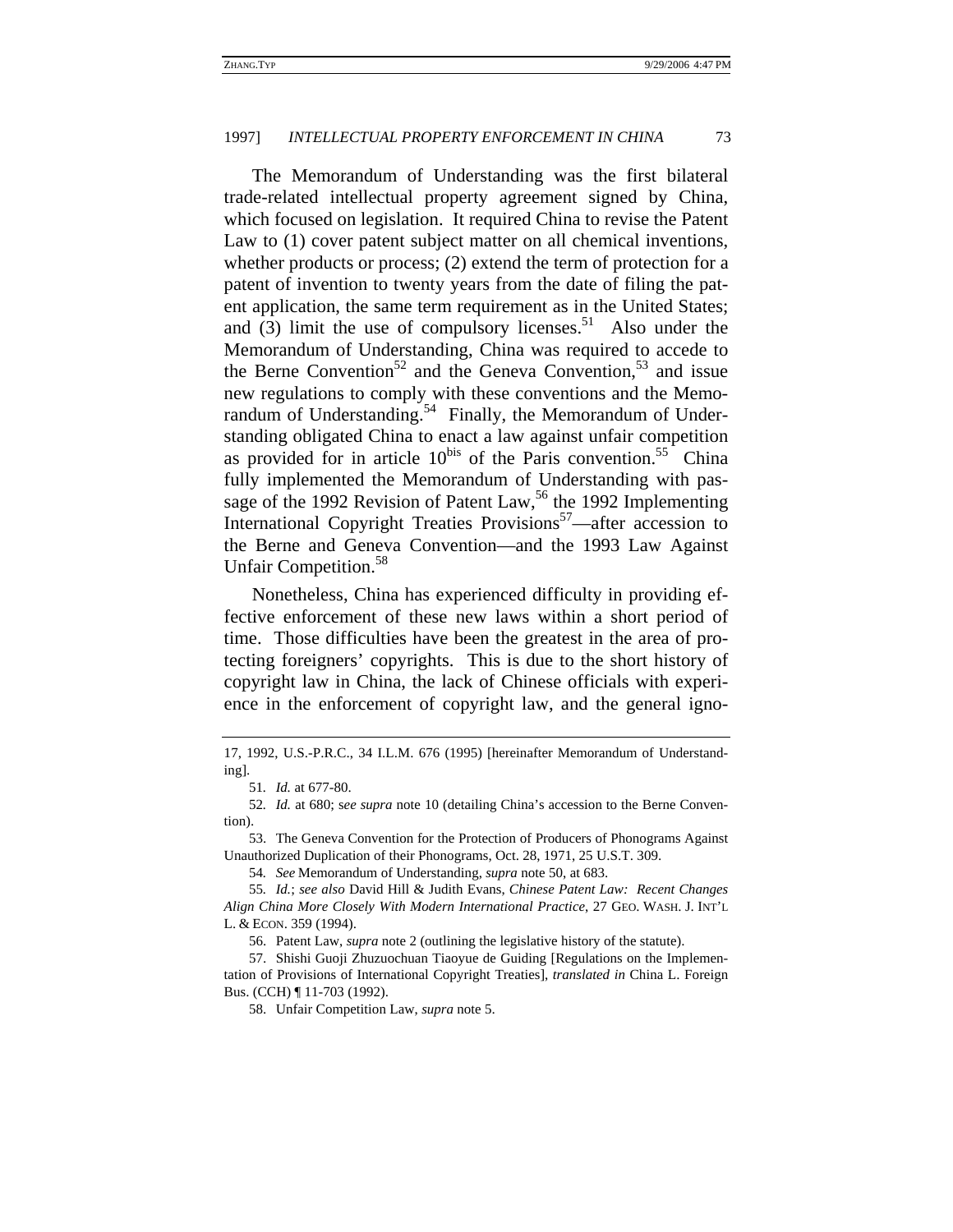The Memorandum of Understanding was the first bilateral trade-related intellectual property agreement signed by China, which focused on legislation. It required China to revise the Patent Law to (1) cover patent subject matter on all chemical inventions, whether products or process; (2) extend the term of protection for a patent of invention to twenty years from the date of filing the patent application, the same term requirement as in the United States; and (3) limit the use of compulsory licenses.[51] Also under the Memorandum of Understanding, China was required to accede to the Berne Convention[52] and the Geneva Convention,[53] and issue new regulations to comply with these conventions and the Memorandum of Understanding.[54] Finally, the Memorandum of Understanding obligated China to enact a law against unfair competition as provided for in article 10[bis] of the Paris convention.[55] China fully implemented the Memorandum of Understanding with passage of the 1992 Revision of Patent Law,[56] the 1992 Implementing International Copyright Treaties Provisions[57]—after accession to the Berne and Geneva Convention—and the 1993 Law Against Unfair Competition.[58]

Nonetheless, China has experienced difficulty in providing effective enforcement of these new laws within a short period of time. Those difficulties have been the greatest in the area of protecting foreigners' copyrights. This is due to the short history of copyright law in China, the lack of Chinese officials with experience in the enforcement of copyright law, and the general igno-

---

17, 1992, U.S.-P.R.C., 34 I.L.M. 676 (1995) [hereinafter Memorandum of Understanding].

51. *Id.* at 677-80.

52. *Id.* at 680; s*ee supra* note 10 (detailing China's accession to the Berne Convention).

53. The Geneva Convention for the Protection of Producers of Phonograms Against Unauthorized Duplication of their Phonograms, Oct. 28, 1971, 25 U.S.T. 309.

54. *See* Memorandum of Understanding, *supra* note 50, at 683.

55. *Id.*; *see also* David Hill & Judith Evans, *Chinese Patent Law: Recent Changes Align China More Closely With Modern International Practice*, 27 GEO. WASH. J. INT'L L. & ECON. 359 (1994).

56. Patent Law, *supra* note 2 (outlining the legislative history of the statute).

57. Shishi Guoji Zhuzuochuan Tiaoyue de Guiding [Regulations on the Implementation of Provisions of International Copyright Treaties], *translated in* China L. Foreign Bus. (CCH) ¶ 11-703 (1992).

58. Unfair Competition Law, *supra* note 5.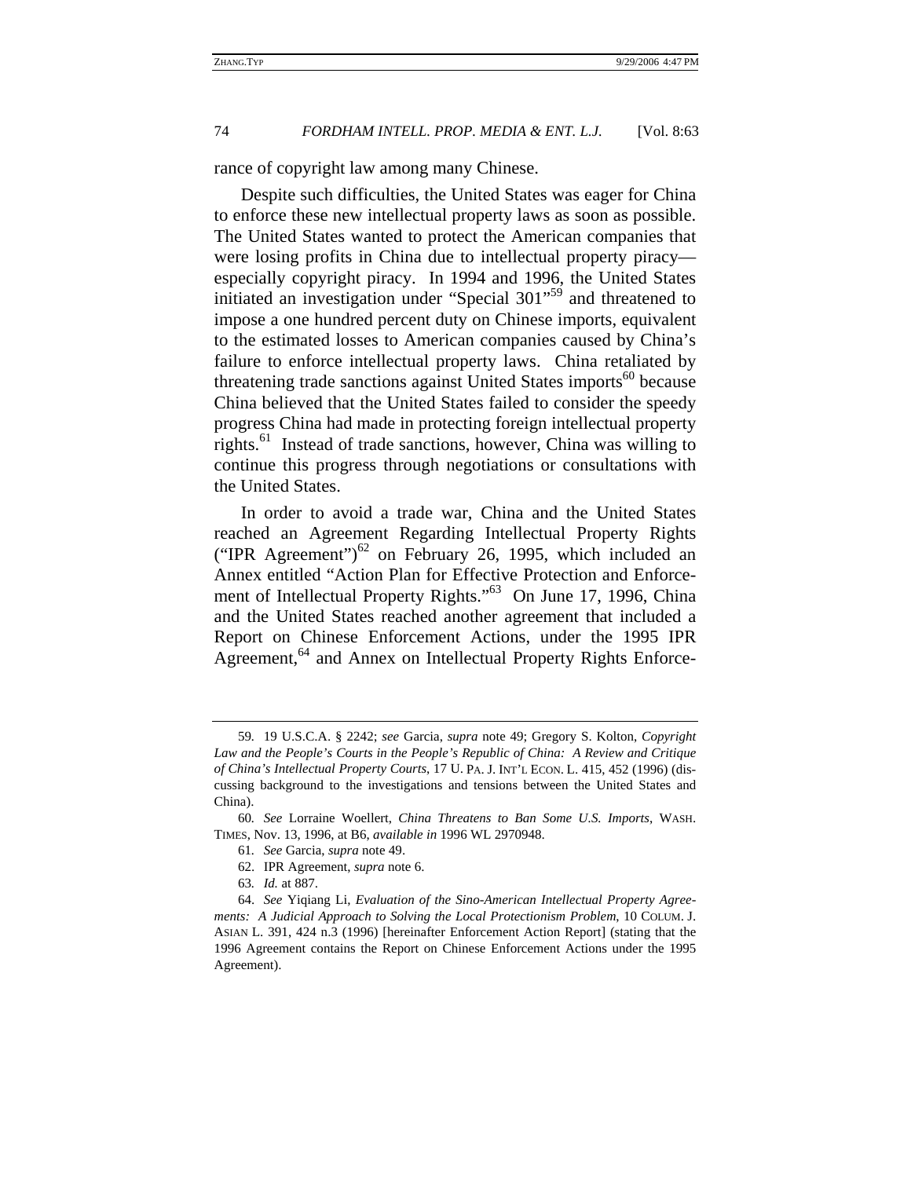rance of copyright law among many Chinese.

Despite such difficulties, the United States was eager for China to enforce these new intellectual property laws as soon as possible. The United States wanted to protect the American companies that were losing profits in China due to intellectual property piracy—especially copyright piracy. In 1994 and 1996, the United States initiated an investigation under "Special 301"[59] and threatened to impose a one hundred percent duty on Chinese imports, equivalent to the estimated losses to American companies caused by China's failure to enforce intellectual property laws. China retaliated by threatening trade sanctions against United States imports[60] because China believed that the United States failed to consider the speedy progress China had made in protecting foreign intellectual property rights.[61] Instead of trade sanctions, however, China was willing to continue this progress through negotiations or consultations with the United States.

In order to avoid a trade war, China and the United States reached an Agreement Regarding Intellectual Property Rights ("IPR Agreement")[62] on February 26, 1995, which included an Annex entitled "Action Plan for Effective Protection and Enforcement of Intellectual Property Rights."[63] On June 17, 1996, China and the United States reached another agreement that included a Report on Chinese Enforcement Actions, under the 1995 IPR Agreement,[64] and Annex on Intellectual Property Rights Enforce-

---

59. 19 U.S.C.A. § 2242; *see* Garcia, *supra* note 49; Gregory S. Kolton, *Copyright Law and the People's Courts in the People's Republic of China: A Review and Critique of China's Intellectual Property Courts*, 17 U. PA. J. INT'L ECON. L. 415, 452 (1996) (discussing background to the investigations and tensions between the United States and China).

60. *See* Lorraine Woellert, *China Threatens to Ban Some U.S. Imports*, WASH. TIMES, Nov. 13, 1996, at B6, *available in* 1996 WL 2970948.

61. *See* Garcia, *supra* note 49.

62. IPR Agreement, *supra* note 6.

63. *Id.* at 887.

64. *See* Yiqiang Li, *Evaluation of the Sino-American Intellectual Property Agreements: A Judicial Approach to Solving the Local Protectionism Problem*, 10 COLUM. J. ASIAN L. 391, 424 n.3 (1996) [hereinafter Enforcement Action Report] (stating that the 1996 Agreement contains the Report on Chinese Enforcement Actions under the 1995 Agreement).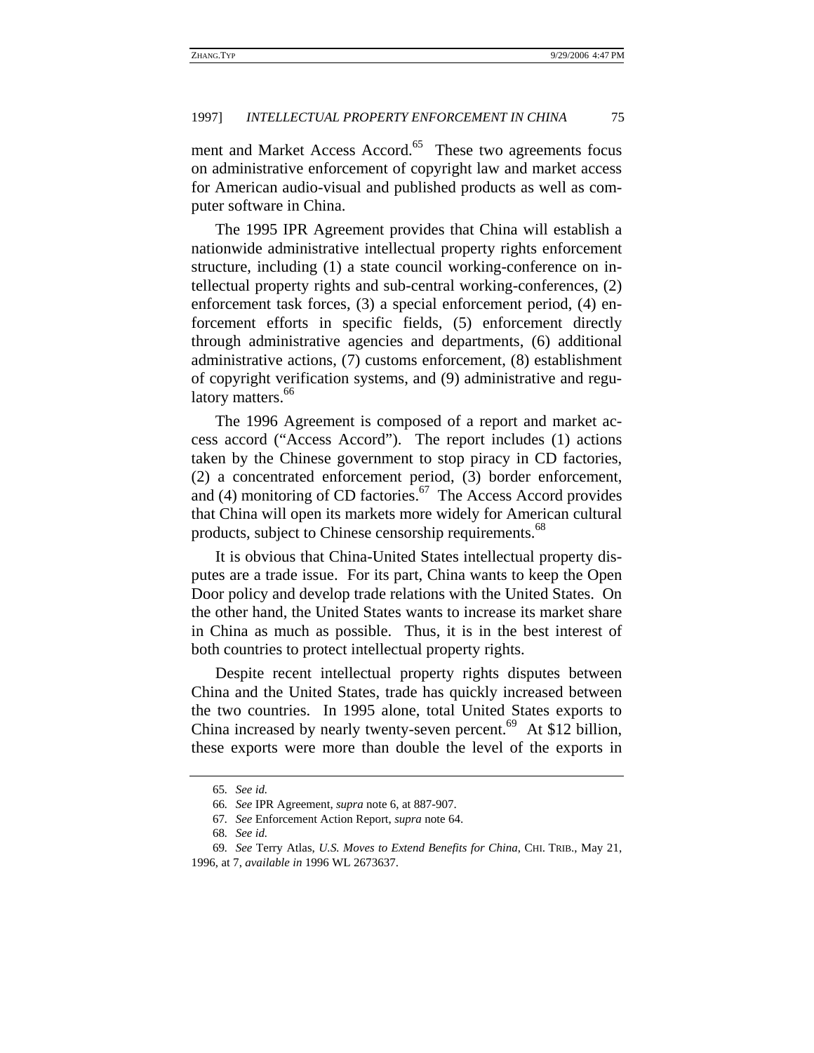ment and Market Access Accord.[65] These two agreements focus on administrative enforcement of copyright law and market access for American audio-visual and published products as well as computer software in China.

The 1995 IPR Agreement provides that China will establish a nationwide administrative intellectual property rights enforcement structure, including (1) a state council working-conference on intellectual property rights and sub-central working-conferences, (2) enforcement task forces, (3) a special enforcement period, (4) enforcement efforts in specific fields, (5) enforcement directly through administrative agencies and departments, (6) additional administrative actions, (7) customs enforcement, (8) establishment of copyright verification systems, and (9) administrative and regulatory matters.[66]

The 1996 Agreement is composed of a report and market access accord ("Access Accord"). The report includes (1) actions taken by the Chinese government to stop piracy in CD factories, (2) a concentrated enforcement period, (3) border enforcement, and (4) monitoring of CD factories.[67] The Access Accord provides that China will open its markets more widely for American cultural products, subject to Chinese censorship requirements.[68]

It is obvious that China-United States intellectual property disputes are a trade issue. For its part, China wants to keep the Open Door policy and develop trade relations with the United States. On the other hand, the United States wants to increase its market share in China as much as possible. Thus, it is in the best interest of both countries to protect intellectual property rights.

Despite recent intellectual property rights disputes between China and the United States, trade has quickly increased between the two countries. In 1995 alone, total United States exports to China increased by nearly twenty-seven percent.[69] At $12 billion, these exports were more than double the level of the exports in

---

65. *See id.*

66. *See* IPR Agreement, *supra* note 6, at 887-907.

67. *See* Enforcement Action Report, *supra* note 64.

68. *See id.*

69. *See* Terry Atlas, *U.S. Moves to Extend Benefits for China*, CHI. TRIB., May 21, 1996, at 7, *available in* 1996 WL 2673637.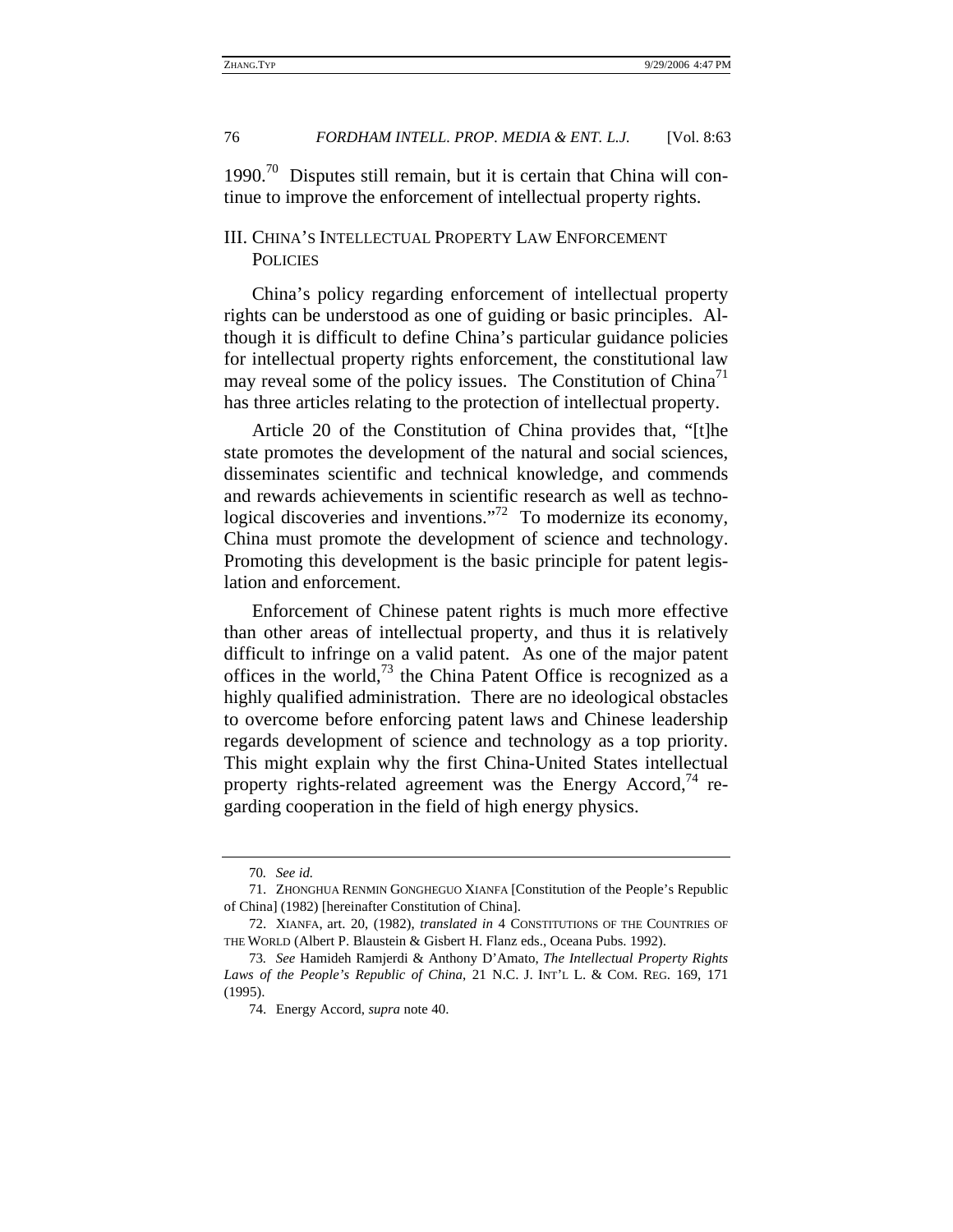1990.[70] Disputes still remain, but it is certain that China will continue to improve the enforcement of intellectual property rights.

## III. CHINA'S INTELLECTUAL PROPERTY LAW ENFORCEMENT POLICIES

China's policy regarding enforcement of intellectual property rights can be understood as one of guiding or basic principles. Although it is difficult to define China's particular guidance policies for intellectual property rights enforcement, the constitutional law may reveal some of the policy issues. The Constitution of China[71] has three articles relating to the protection of intellectual property.

Article 20 of the Constitution of China provides that, "[t]he state promotes the development of the natural and social sciences, disseminates scientific and technical knowledge, and commends and rewards achievements in scientific research as well as technological discoveries and inventions."[72] To modernize its economy, China must promote the development of science and technology. Promoting this development is the basic principle for patent legislation and enforcement.

Enforcement of Chinese patent rights is much more effective than other areas of intellectual property, and thus it is relatively difficult to infringe on a valid patent. As one of the major patent offices in the world,[73] the China Patent Office is recognized as a highly qualified administration. There are no ideological obstacles to overcome before enforcing patent laws and Chinese leadership regards development of science and technology as a top priority. This might explain why the first China-United States intellectual property rights-related agreement was the Energy Accord,[74] regarding cooperation in the field of high energy physics.

---

70. *See id.*

71. ZHONGHUA RENMIN GONGHEGUO XIANFA [Constitution of the People's Republic of China] (1982) [hereinafter Constitution of China].

72. XIANFA, art. 20, (1982), *translated in* 4 CONSTITUTIONS OF THE COUNTRIES OF THE WORLD (Albert P. Blaustein & Gisbert H. Flanz eds., Oceana Pubs. 1992).

73. *See* Hamideh Ramjerdi & Anthony D'Amato, *The Intellectual Property Rights Laws of the People's Republic of China*, 21 N.C. J. INT'L L. & COM. REG. 169, 171 (1995).

74. Energy Accord, *supra* note 40.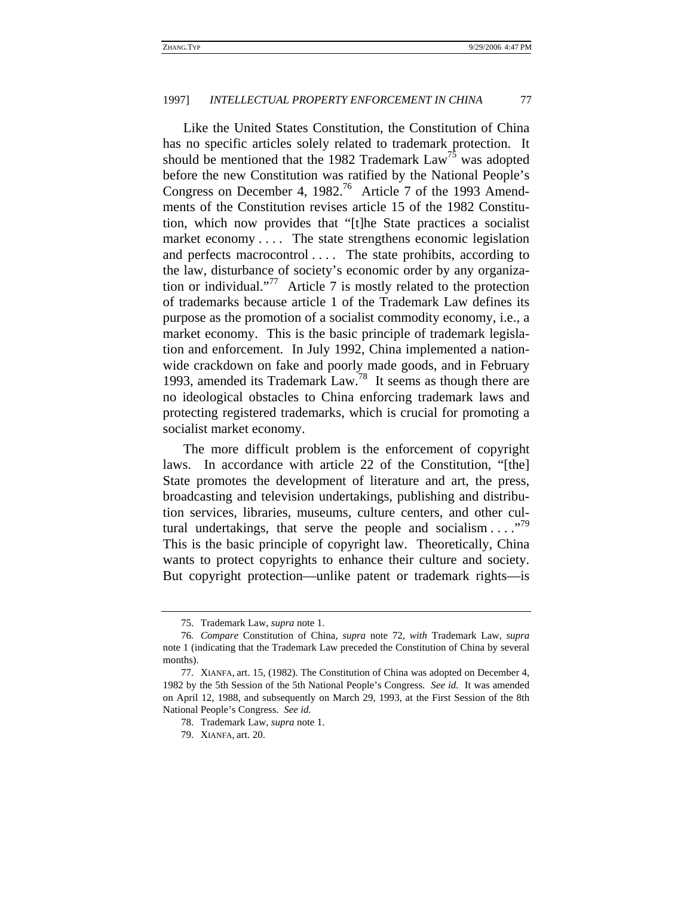Like the United States Constitution, the Constitution of China has no specific articles solely related to trademark protection. It should be mentioned that the 1982 Trademark Law[75] was adopted before the new Constitution was ratified by the National People's Congress on December 4, 1982.[76] Article 7 of the 1993 Amendments of the Constitution revises article 15 of the 1982 Constitution, which now provides that "[t]he State practices a socialist market economy . . . . The state strengthens economic legislation and perfects macrocontrol . . . . The state prohibits, according to the law, disturbance of society's economic order by any organization or individual."[77] Article 7 is mostly related to the protection of trademarks because article 1 of the Trademark Law defines its purpose as the promotion of a socialist commodity economy, i.e., a market economy. This is the basic principle of trademark legislation and enforcement. In July 1992, China implemented a nationwide crackdown on fake and poorly made goods, and in February 1993, amended its Trademark Law.[78] It seems as though there are no ideological obstacles to China enforcing trademark laws and protecting registered trademarks, which is crucial for promoting a socialist market economy.

The more difficult problem is the enforcement of copyright laws. In accordance with article 22 of the Constitution, "[the] State promotes the development of literature and art, the press, broadcasting and television undertakings, publishing and distribution services, libraries, museums, culture centers, and other cultural undertakings, that serve the people and socialism . . . ."[79] This is the basic principle of copyright law. Theoretically, China wants to protect copyrights to enhance their culture and society. But copyright protection—unlike patent or trademark rights—is

---

75. Trademark Law, *supra* note 1.

76. *Compare* Constitution of China, *supra* note 72, *with* Trademark Law, *supra* note 1 (indicating that the Trademark Law preceded the Constitution of China by several months).

77. XIANFA, art. 15, (1982). The Constitution of China was adopted on December 4, 1982 by the 5th Session of the 5th National People's Congress. *See id.* It was amended on April 12, 1988, and subsequently on March 29, 1993, at the First Session of the 8th National People's Congress. *See id.*

78. Trademark Law, *supra* note 1.

79. XIANFA, art. 20.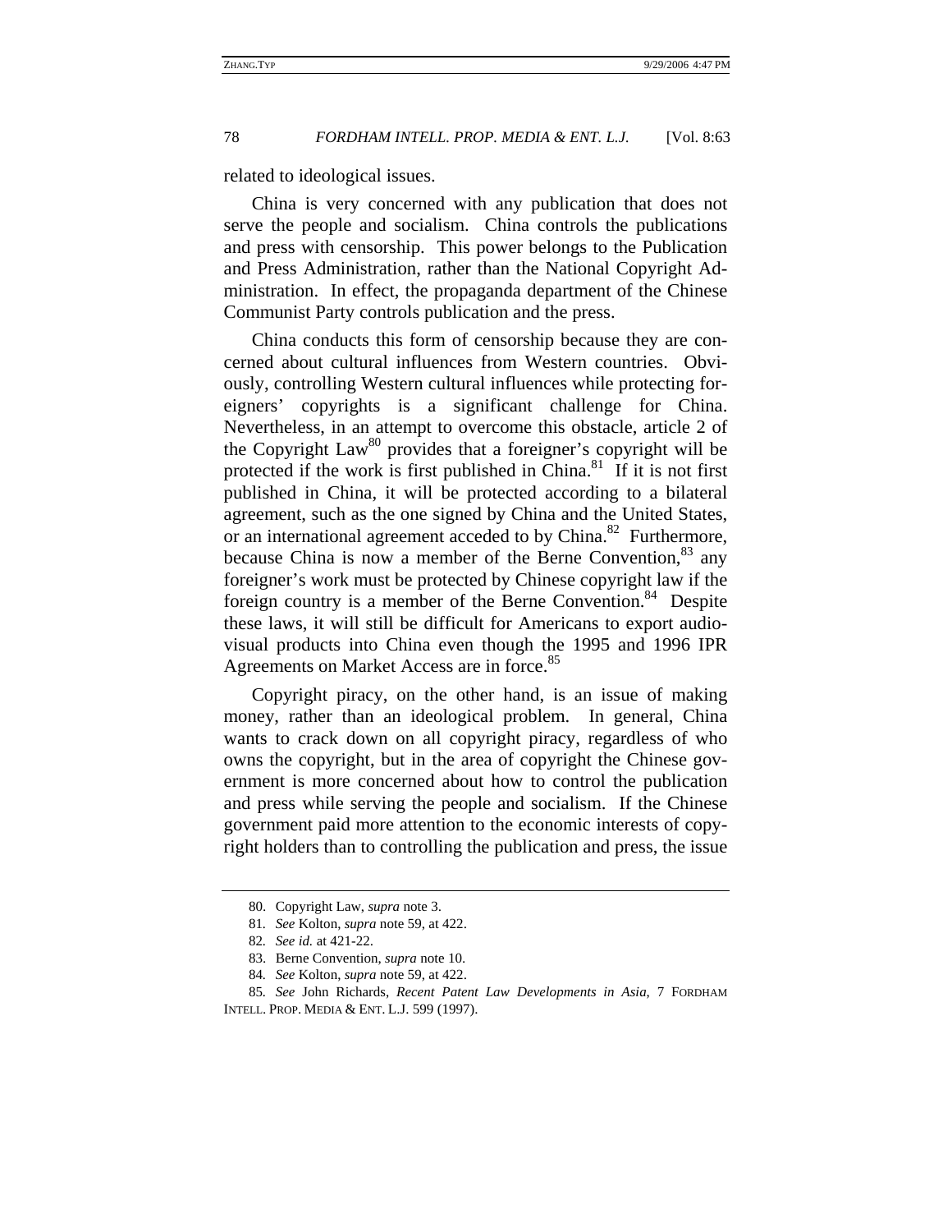related to ideological issues.

China is very concerned with any publication that does not serve the people and socialism. China controls the publications and press with censorship. This power belongs to the Publication and Press Administration, rather than the National Copyright Administration. In effect, the propaganda department of the Chinese Communist Party controls publication and the press.

China conducts this form of censorship because they are concerned about cultural influences from Western countries. Obviously, controlling Western cultural influences while protecting foreigners' copyrights is a significant challenge for China. Nevertheless, in an attempt to overcome this obstacle, article 2 of the Copyright Law[80] provides that a foreigner's copyright will be protected if the work is first published in China.[81] If it is not first published in China, it will be protected according to a bilateral agreement, such as the one signed by China and the United States, or an international agreement acceded to by China.[82] Furthermore, because China is now a member of the Berne Convention,[83] any foreigner's work must be protected by Chinese copyright law if the foreign country is a member of the Berne Convention.[84] Despite these laws, it will still be difficult for Americans to export audiovisual products into China even though the 1995 and 1996 IPR Agreements on Market Access are in force.[85]

Copyright piracy, on the other hand, is an issue of making money, rather than an ideological problem. In general, China wants to crack down on all copyright piracy, regardless of who owns the copyright, but in the area of copyright the Chinese government is more concerned about how to control the publication and press while serving the people and socialism. If the Chinese government paid more attention to the economic interests of copyright holders than to controlling the publication and press, the issue

---

80. Copyright Law, *supra* note 3.

81. *See* Kolton, *supra* note 59, at 422.

82. *See id.* at 421-22.

83. Berne Convention, *supra* note 10.

84. *See* Kolton, *supra* note 59, at 422.

85. *See* John Richards, *Recent Patent Law Developments in Asia*, 7 FORDHAM INTELL. PROP. MEDIA & ENT. L.J. 599 (1997).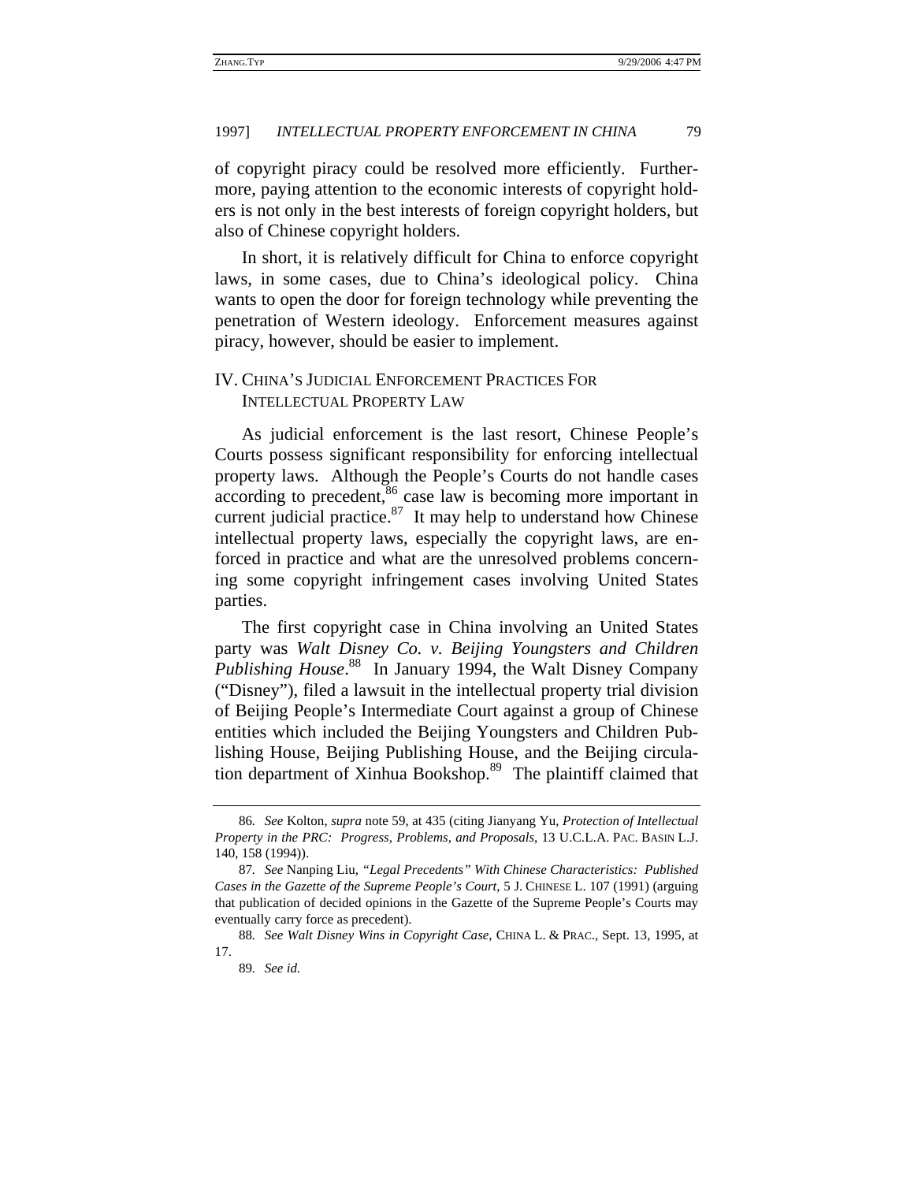of copyright piracy could be resolved more efficiently. Furthermore, paying attention to the economic interests of copyright holders is not only in the best interests of foreign copyright holders, but also of Chinese copyright holders.

In short, it is relatively difficult for China to enforce copyright laws, in some cases, due to China's ideological policy. China wants to open the door for foreign technology while preventing the penetration of Western ideology. Enforcement measures against piracy, however, should be easier to implement.

## IV. China's Judicial Enforcement Practices For Intellectual Property Law

As judicial enforcement is the last resort, Chinese People's Courts possess significant responsibility for enforcing intellectual property laws. Although the People's Courts do not handle cases according to precedent,[86] case law is becoming more important in current judicial practice.[87] It may help to understand how Chinese intellectual property laws, especially the copyright laws, are enforced in practice and what are the unresolved problems concerning some copyright infringement cases involving United States parties.

The first copyright case in China involving an United States party was *Walt Disney Co. v. Beijing Youngsters and Children Publishing House*.[88] In January 1994, the Walt Disney Company ("Disney"), filed a lawsuit in the intellectual property trial division of Beijing People's Intermediate Court against a group of Chinese entities which included the Beijing Youngsters and Children Publishing House, Beijing Publishing House, and the Beijing circulation department of Xinhua Bookshop.[89] The plaintiff claimed that

---

86. *See* Kolton, *supra* note 59, at 435 (citing Jianyang Yu, *Protection of Intellectual Property in the PRC: Progress, Problems, and Proposals*, 13 U.C.L.A. PAC. BASIN L.J. 140, 158 (1994)).

87. *See* Nanping Liu, *"Legal Precedents" With Chinese Characteristics: Published Cases in the Gazette of the Supreme People's Court*, 5 J. CHINESE L. 107 (1991) (arguing that publication of decided opinions in the Gazette of the Supreme People's Courts may eventually carry force as precedent).

88. *See Walt Disney Wins in Copyright Case*, CHINA L. & PRAC., Sept. 13, 1995, at 17.

89. *See id.*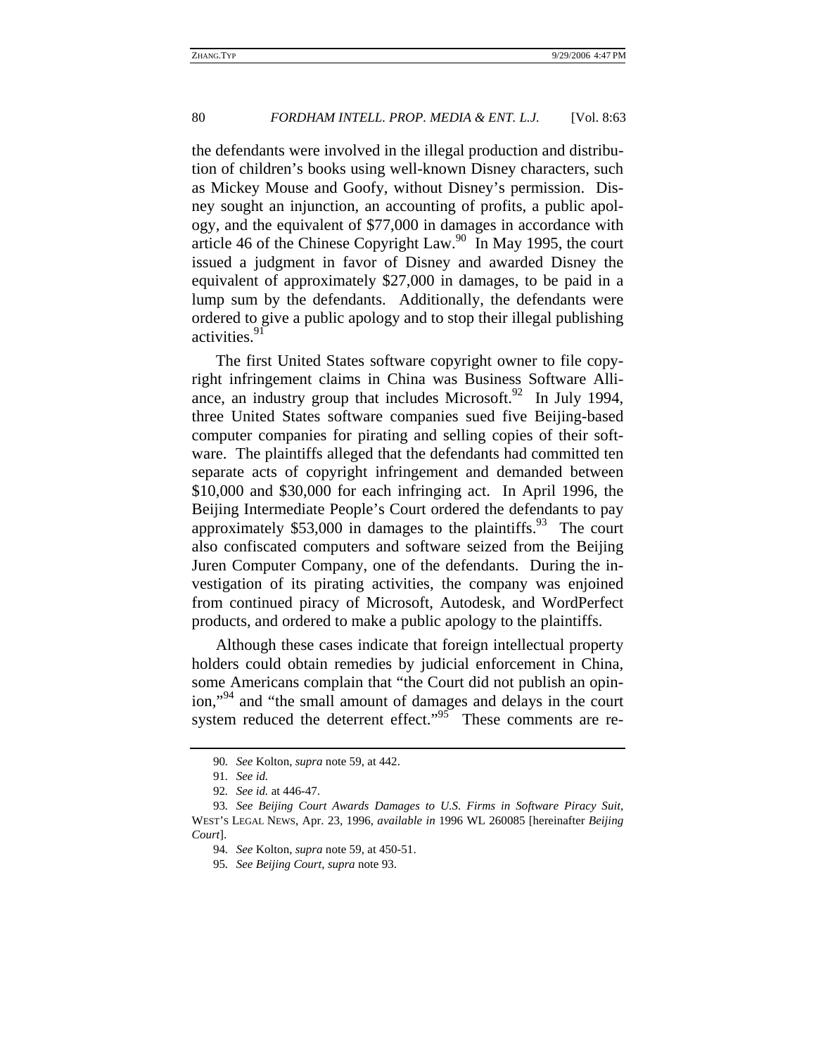the defendants were involved in the illegal production and distribution of children's books using well-known Disney characters, such as Mickey Mouse and Goofy, without Disney's permission. Disney sought an injunction, an accounting of profits, a public apology, and the equivalent of $77,000 in damages in accordance with article 46 of the Chinese Copyright Law.[90] In May 1995, the court issued a judgment in favor of Disney and awarded Disney the equivalent of approximately $27,000 in damages, to be paid in a lump sum by the defendants. Additionally, the defendants were ordered to give a public apology and to stop their illegal publishing activities.[91]

The first United States software copyright owner to file copyright infringement claims in China was Business Software Alliance, an industry group that includes Microsoft.[92] In July 1994, three United States software companies sued five Beijing-based computer companies for pirating and selling copies of their software. The plaintiffs alleged that the defendants had committed ten separate acts of copyright infringement and demanded between $10,000 and $30,000 for each infringing act. In April 1996, the Beijing Intermediate People's Court ordered the defendants to pay approximately $53,000 in damages to the plaintiffs.[93] The court also confiscated computers and software seized from the Beijing Juren Computer Company, one of the defendants. During the investigation of its pirating activities, the company was enjoined from continued piracy of Microsoft, Autodesk, and WordPerfect products, and ordered to make a public apology to the plaintiffs.

Although these cases indicate that foreign intellectual property holders could obtain remedies by judicial enforcement in China, some Americans complain that "the Court did not publish an opinion,"[94] and "the small amount of damages and delays in the court system reduced the deterrent effect."[95] These comments are re-

---

90. *See* Kolton, *supra* note 59, at 442.

91. *See id.*

92. *See id.* at 446-47.

93. *See Beijing Court Awards Damages to U.S. Firms in Software Piracy Suit*, WEST'S LEGAL NEWS, Apr. 23, 1996, *available in* 1996 WL 260085 [hereinafter *Beijing Court*].

94. *See* Kolton, *supra* note 59, at 450-51.

95. *See Beijing Court*, *supra* note 93.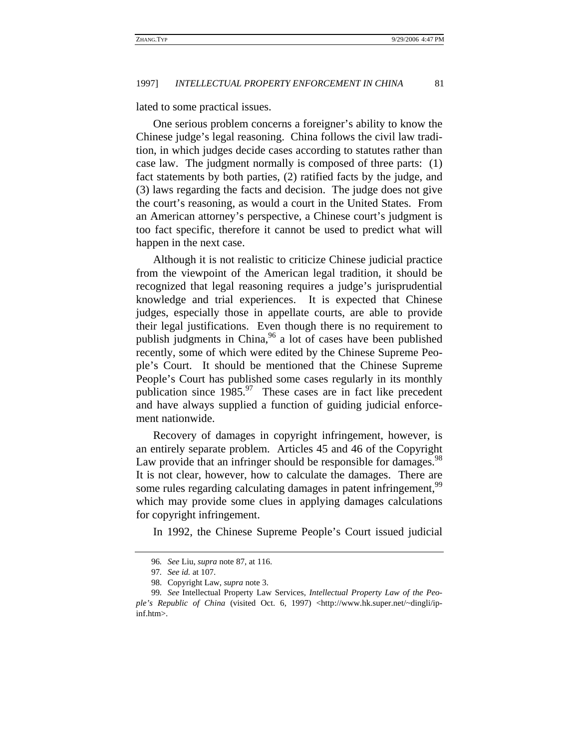lated to some practical issues.

One serious problem concerns a foreigner's ability to know the Chinese judge's legal reasoning. China follows the civil law tradition, in which judges decide cases according to statutes rather than case law. The judgment normally is composed of three parts: (1) fact statements by both parties, (2) ratified facts by the judge, and (3) laws regarding the facts and decision. The judge does not give the court's reasoning, as would a court in the United States. From an American attorney's perspective, a Chinese court's judgment is too fact specific, therefore it cannot be used to predict what will happen in the next case.

Although it is not realistic to criticize Chinese judicial practice from the viewpoint of the American legal tradition, it should be recognized that legal reasoning requires a judge's jurisprudential knowledge and trial experiences. It is expected that Chinese judges, especially those in appellate courts, are able to provide their legal justifications. Even though there is no requirement to publish judgments in China,[96] a lot of cases have been published recently, some of which were edited by the Chinese Supreme People's Court. It should be mentioned that the Chinese Supreme People's Court has published some cases regularly in its monthly publication since 1985.[97] These cases are in fact like precedent and have always supplied a function of guiding judicial enforcement nationwide.

Recovery of damages in copyright infringement, however, is an entirely separate problem. Articles 45 and 46 of the Copyright Law provide that an infringer should be responsible for damages.[98] It is not clear, however, how to calculate the damages. There are some rules regarding calculating damages in patent infringement,[99] which may provide some clues in applying damages calculations for copyright infringement.

In 1992, the Chinese Supreme People's Court issued judicial

---

96. *See* Liu, *supra* note 87, at 116.

97. *See id.* at 107.

98. Copyright Law, *supra* note 3.

99. *See* Intellectual Property Law Services, *Intellectual Property Law of the People's Republic of China* (visited Oct. 6, 1997) <http://www.hk.super.net/~dingli/ip-inf.htm>.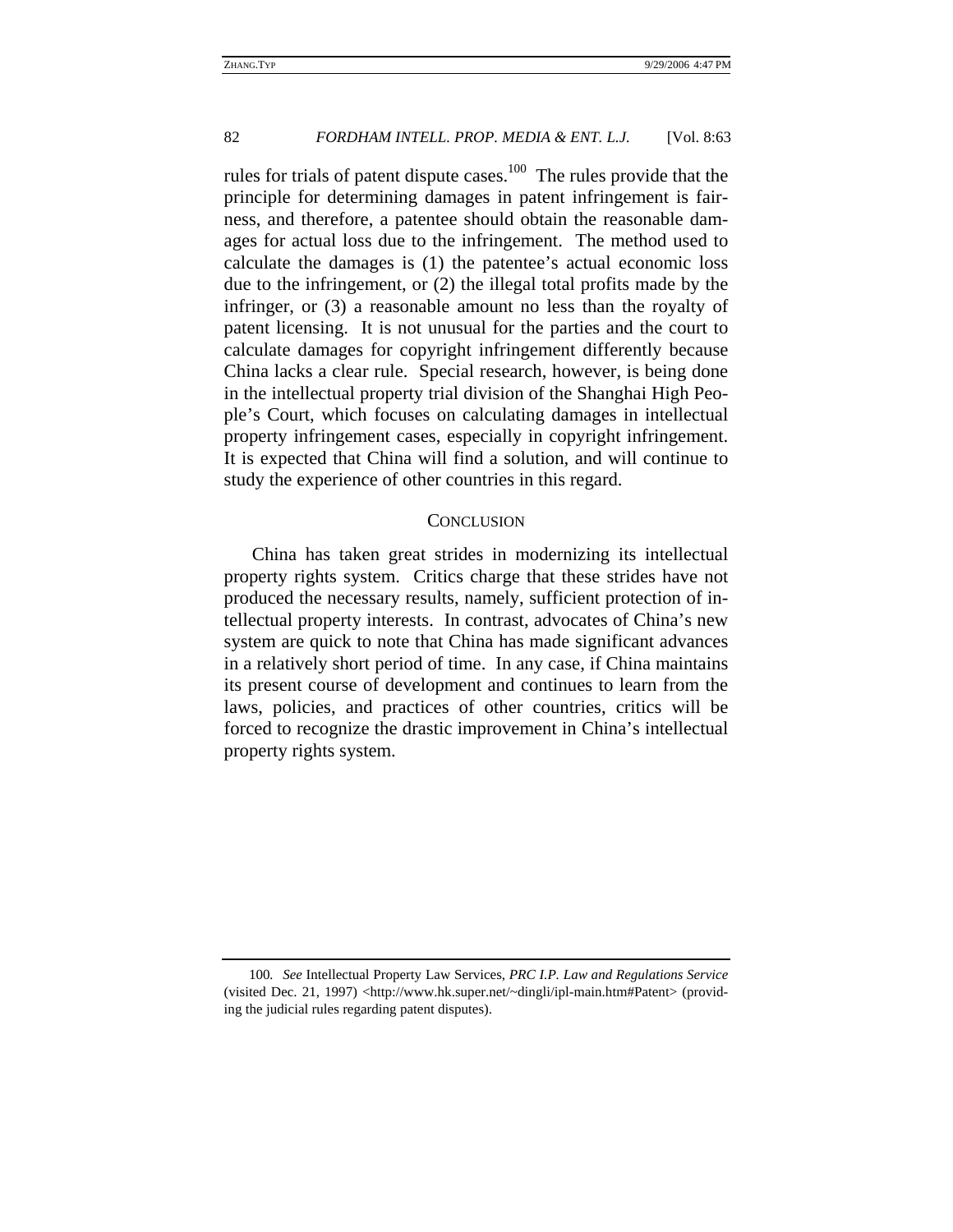rules for trials of patent dispute cases.[100] The rules provide that the principle for determining damages in patent infringement is fairness, and therefore, a patentee should obtain the reasonable damages for actual loss due to the infringement. The method used to calculate the damages is (1) the patentee's actual economic loss due to the infringement, or (2) the illegal total profits made by the infringer, or (3) a reasonable amount no less than the royalty of patent licensing. It is not unusual for the parties and the court to calculate damages for copyright infringement differently because China lacks a clear rule. Special research, however, is being done in the intellectual property trial division of the Shanghai High People's Court, which focuses on calculating damages in intellectual property infringement cases, especially in copyright infringement. It is expected that China will find a solution, and will continue to study the experience of other countries in this regard.

## CONCLUSION

China has taken great strides in modernizing its intellectual property rights system. Critics charge that these strides have not produced the necessary results, namely, sufficient protection of intellectual property interests. In contrast, advocates of China's new system are quick to note that China has made significant advances in a relatively short period of time. In any case, if China maintains its present course of development and continues to learn from the laws, policies, and practices of other countries, critics will be forced to recognize the drastic improvement in China's intellectual property rights system.

---

100. *See* Intellectual Property Law Services, *PRC I.P. Law and Regulations Service* (visited Dec. 21, 1997) <http://www.hk.super.net/~dingli/ipl-main.htm#Patent> (providing the judicial rules regarding patent disputes).